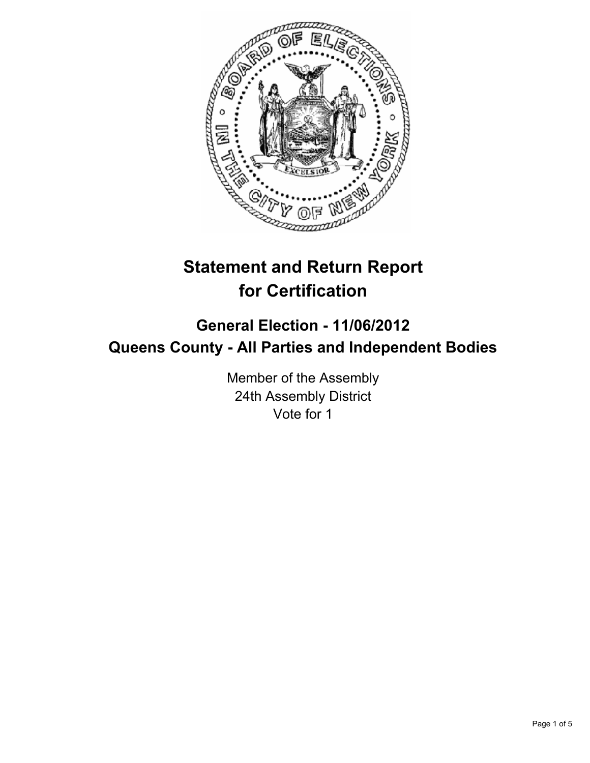# Statement and Return Report for Certification

## General Election - 11/06/2012
## Queens County - All Parties and Independent Bodies

Member of the Assembly
24th Assembly District
Vote for 1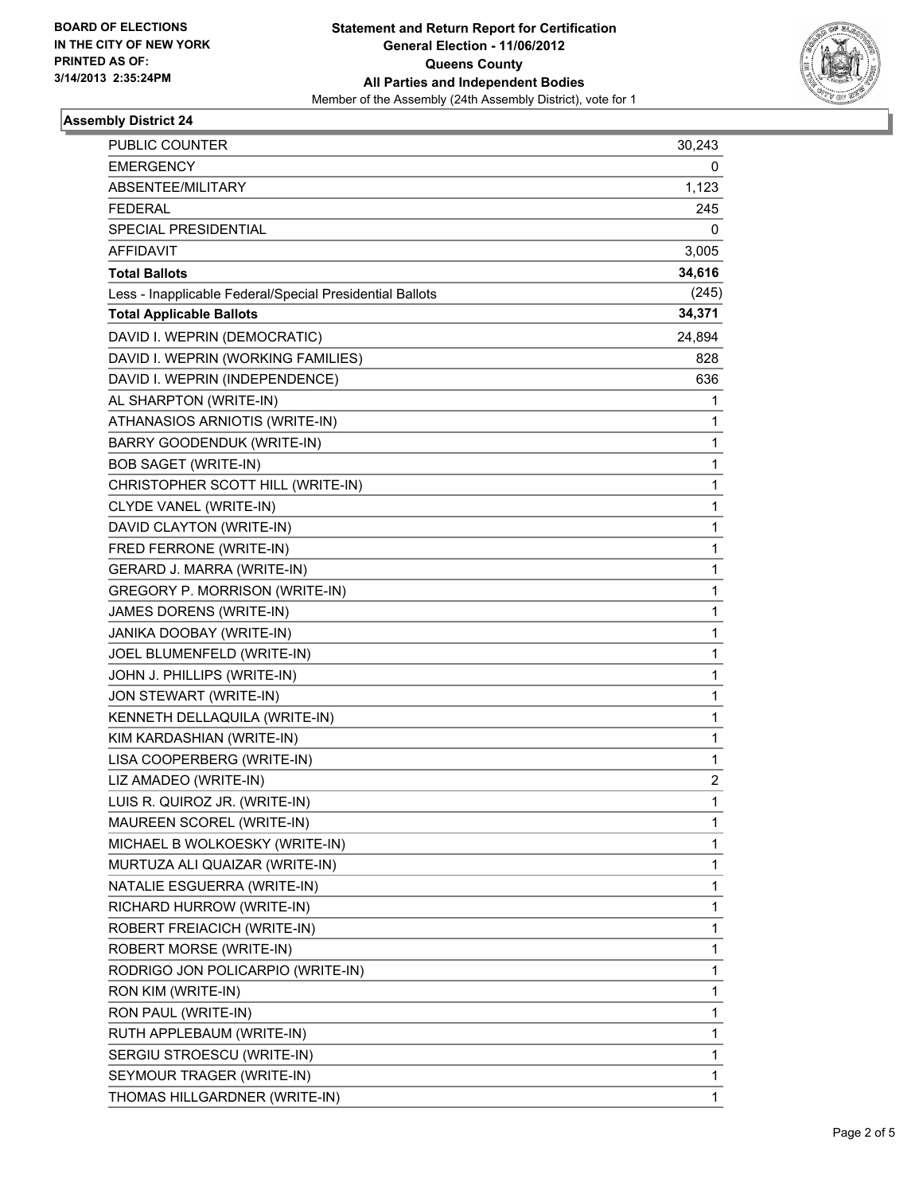**BOARD OF ELECTIONS IN THE CITY OF NEW YORK PRINTED AS OF: 3/14/2013 2:35:24PM**

**Statement and Return Report for Certification**
**General Election - 11/06/2012**
**Queens County**
**All Parties and Independent Bodies**
Member of the Assembly (24th Assembly District), vote for 1

## Assembly District 24

| | |
|---|---|
| PUBLIC COUNTER | 30,243 |
| EMERGENCY | 0 |
| ABSENTEE/MILITARY | 1,123 |
| FEDERAL | 245 |
| SPECIAL PRESIDENTIAL | 0 |
| AFFIDAVIT | 3,005 |
| **Total Ballots** | **34,616** |
| Less - Inapplicable Federal/Special Presidential Ballots | (245) |
| **Total Applicable Ballots** | **34,371** |
| DAVID I. WEPRIN (DEMOCRATIC) | 24,894 |
| DAVID I. WEPRIN (WORKING FAMILIES) | 828 |
| DAVID I. WEPRIN (INDEPENDENCE) | 636 |
| AL SHARPTON (WRITE-IN) | 1 |
| ATHANASIOS ARNIOTIS (WRITE-IN) | 1 |
| BARRY GOODENDUK (WRITE-IN) | 1 |
| BOB SAGET (WRITE-IN) | 1 |
| CHRISTOPHER SCOTT HILL (WRITE-IN) | 1 |
| CLYDE VANEL (WRITE-IN) | 1 |
| DAVID CLAYTON (WRITE-IN) | 1 |
| FRED FERRONE (WRITE-IN) | 1 |
| GERARD J. MARRA (WRITE-IN) | 1 |
| GREGORY P. MORRISON (WRITE-IN) | 1 |
| JAMES DORENS (WRITE-IN) | 1 |
| JANIKA DOOBAY (WRITE-IN) | 1 |
| JOEL BLUMENFELD (WRITE-IN) | 1 |
| JOHN J. PHILLIPS (WRITE-IN) | 1 |
| JON STEWART (WRITE-IN) | 1 |
| KENNETH DELLAQUILA (WRITE-IN) | 1 |
| KIM KARDASHIAN (WRITE-IN) | 1 |
| LISA COOPERBERG (WRITE-IN) | 1 |
| LIZ AMADEO (WRITE-IN) | 2 |
| LUIS R. QUIROZ JR. (WRITE-IN) | 1 |
| MAUREEN SCOREL (WRITE-IN) | 1 |
| MICHAEL B WOLKOESKY (WRITE-IN) | 1 |
| MURTUZA ALI QUAIZAR (WRITE-IN) | 1 |
| NATALIE ESGUERRA (WRITE-IN) | 1 |
| RICHARD HURROW (WRITE-IN) | 1 |
| ROBERT FREIACICH (WRITE-IN) | 1 |
| ROBERT MORSE (WRITE-IN) | 1 |
| RODRIGO JON POLICARPIO (WRITE-IN) | 1 |
| RON KIM (WRITE-IN) | 1 |
| RON PAUL (WRITE-IN) | 1 |
| RUTH APPLEBAUM (WRITE-IN) | 1 |
| SERGIU STROESCU (WRITE-IN) | 1 |
| SEYMOUR TRAGER (WRITE-IN) | 1 |
| THOMAS HILLGARDNER (WRITE-IN) | 1 |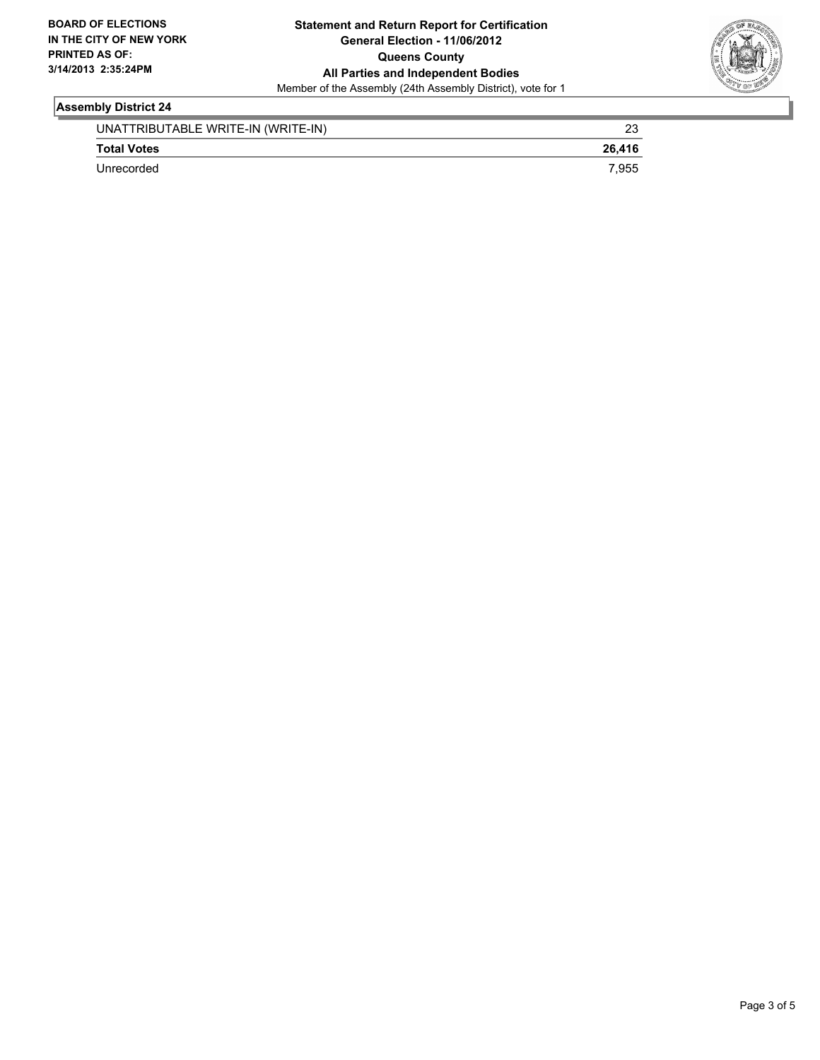BOARD OF ELECTIONS
IN THE CITY OF NEW YORK
PRINTED AS OF:
3/14/2013 2:35:24PM

**Statement and Return Report for Certification**
**General Election - 11/06/2012**
**Queens County**
**All Parties and Independent Bodies**
Member of the Assembly (24th Assembly District), vote for 1

## Assembly District 24

| | |
|---|---|
| UNATTRIBUTABLE WRITE-IN (WRITE-IN) | 23 |
| **Total Votes** | **26,416** |
| Unrecorded | 7,955 |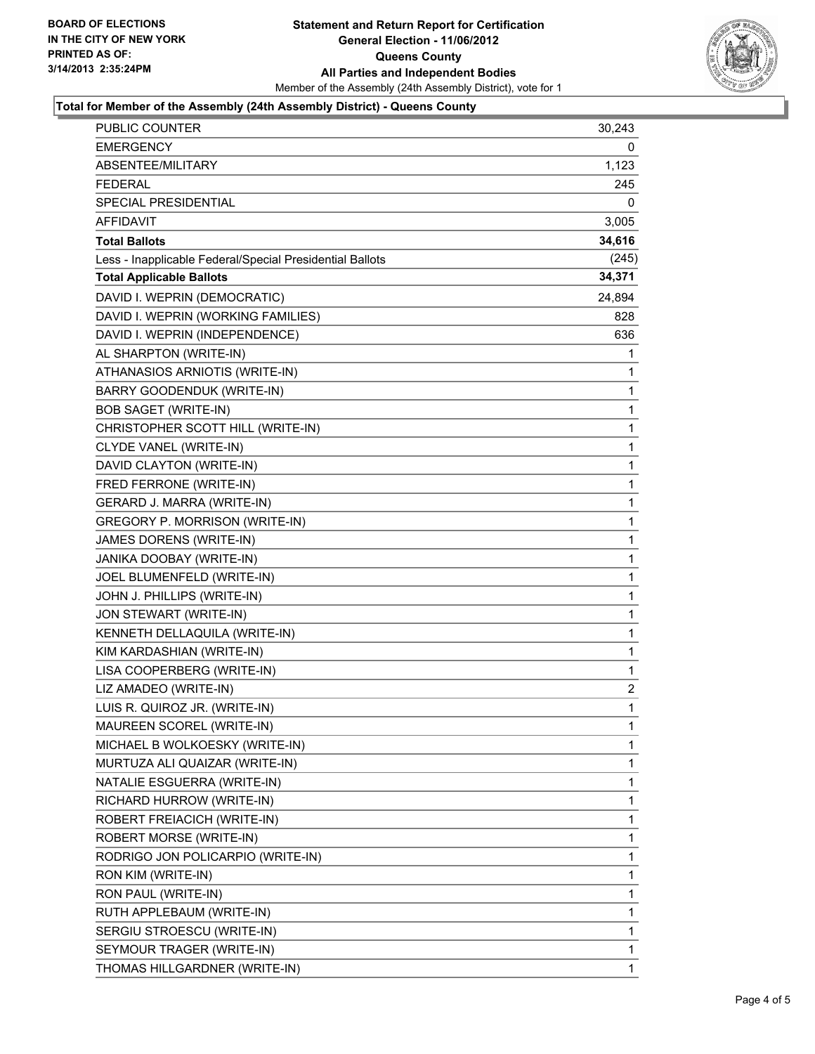BOARD OF ELECTIONS
IN THE CITY OF NEW YORK
PRINTED AS OF:
3/14/2013 2:35:24PM

**Statement and Return Report for Certification**
**General Election - 11/06/2012**
**Queens County**
**All Parties and Independent Bodies**
Member of the Assembly (24th Assembly District), vote for 1

**Total for Member of the Assembly (24th Assembly District) - Queens County**

| | |
|---|---|
| PUBLIC COUNTER | 30,243 |
| EMERGENCY | 0 |
| ABSENTEE/MILITARY | 1,123 |
| FEDERAL | 245 |
| SPECIAL PRESIDENTIAL | 0 |
| AFFIDAVIT | 3,005 |
| **Total Ballots** | **34,616** |
| Less - Inapplicable Federal/Special Presidential Ballots | (245) |
| **Total Applicable Ballots** | **34,371** |
| DAVID I. WEPRIN (DEMOCRATIC) | 24,894 |
| DAVID I. WEPRIN (WORKING FAMILIES) | 828 |
| DAVID I. WEPRIN (INDEPENDENCE) | 636 |
| AL SHARPTON (WRITE-IN) | 1 |
| ATHANASIOS ARNIOTIS (WRITE-IN) | 1 |
| BARRY GOODENDUK (WRITE-IN) | 1 |
| BOB SAGET (WRITE-IN) | 1 |
| CHRISTOPHER SCOTT HILL (WRITE-IN) | 1 |
| CLYDE VANEL (WRITE-IN) | 1 |
| DAVID CLAYTON (WRITE-IN) | 1 |
| FRED FERRONE (WRITE-IN) | 1 |
| GERARD J. MARRA (WRITE-IN) | 1 |
| GREGORY P. MORRISON (WRITE-IN) | 1 |
| JAMES DORENS (WRITE-IN) | 1 |
| JANIKA DOOBAY (WRITE-IN) | 1 |
| JOEL BLUMENFELD (WRITE-IN) | 1 |
| JOHN J. PHILLIPS (WRITE-IN) | 1 |
| JON STEWART (WRITE-IN) | 1 |
| KENNETH DELLAQUILA (WRITE-IN) | 1 |
| KIM KARDASHIAN (WRITE-IN) | 1 |
| LISA COOPERBERG (WRITE-IN) | 1 |
| LIZ AMADEO (WRITE-IN) | 2 |
| LUIS R. QUIROZ JR. (WRITE-IN) | 1 |
| MAUREEN SCOREL (WRITE-IN) | 1 |
| MICHAEL B WOLKOESKY (WRITE-IN) | 1 |
| MURTUZA ALI QUAIZAR (WRITE-IN) | 1 |
| NATALIE ESGUERRA (WRITE-IN) | 1 |
| RICHARD HURROW (WRITE-IN) | 1 |
| ROBERT FREIACICH (WRITE-IN) | 1 |
| ROBERT MORSE (WRITE-IN) | 1 |
| RODRIGO JON POLICARPIO (WRITE-IN) | 1 |
| RON KIM (WRITE-IN) | 1 |
| RON PAUL (WRITE-IN) | 1 |
| RUTH APPLEBAUM (WRITE-IN) | 1 |
| SERGIU STROESCU (WRITE-IN) | 1 |
| SEYMOUR TRAGER (WRITE-IN) | 1 |
| THOMAS HILLGARDNER (WRITE-IN) | 1 |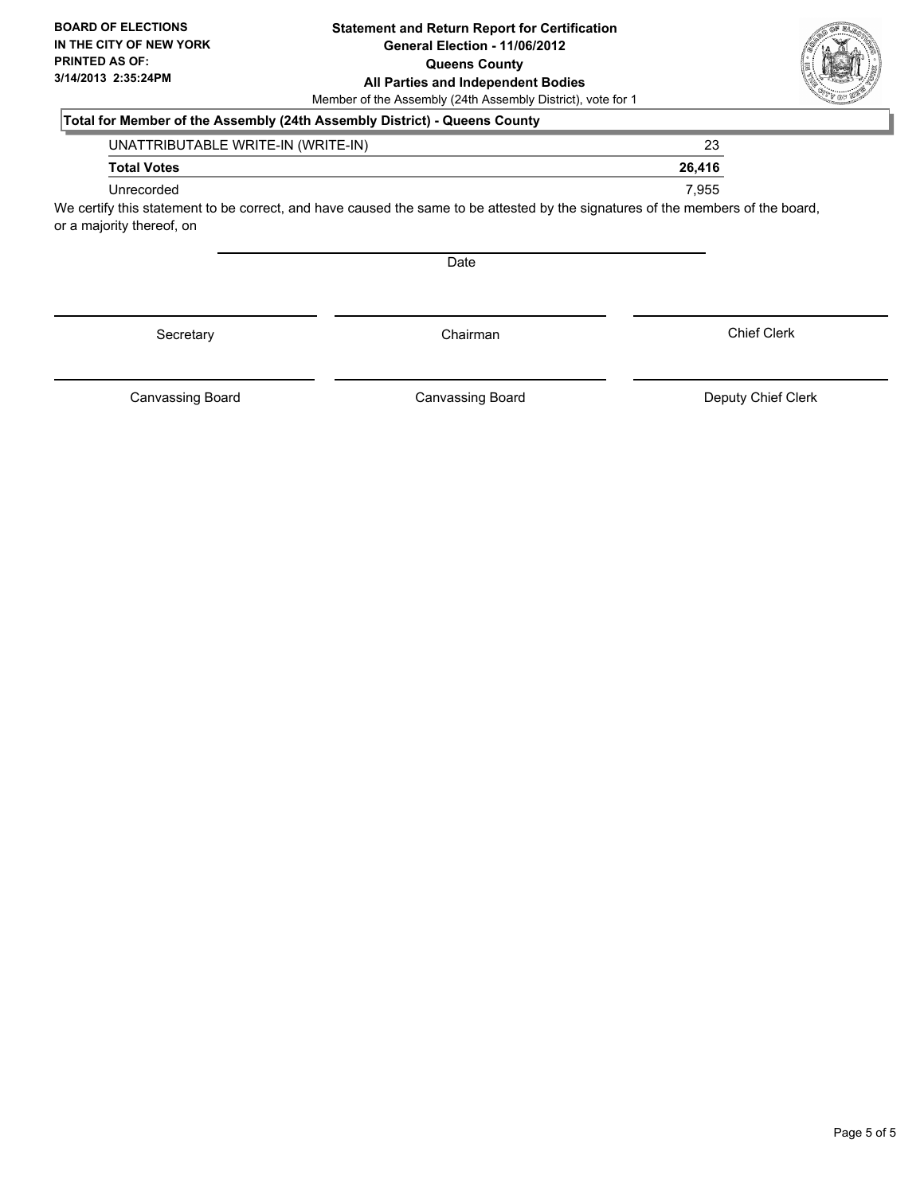**BOARD OF ELECTIONS IN THE CITY OF NEW YORK PRINTED AS OF: 3/14/2013 2:35:24PM**

**Statement and Return Report for Certification**
**General Election - 11/06/2012**
**Queens County**
**All Parties and Independent Bodies**
Member of the Assembly (24th Assembly District), vote for 1

**Total for Member of the Assembly (24th Assembly District) - Queens County**

| | |
|---|---|
| UNATTRIBUTABLE WRITE-IN (WRITE-IN) | 23 |
| **Total Votes** | **26,416** |
| Unrecorded | 7,955 |

We certify this statement to be correct, and have caused the same to be attested by the signatures of the members of the board, or a majority thereof, on

Date

Secretary

Chairman

Chief Clerk

Canvassing Board

Canvassing Board

Deputy Chief Clerk